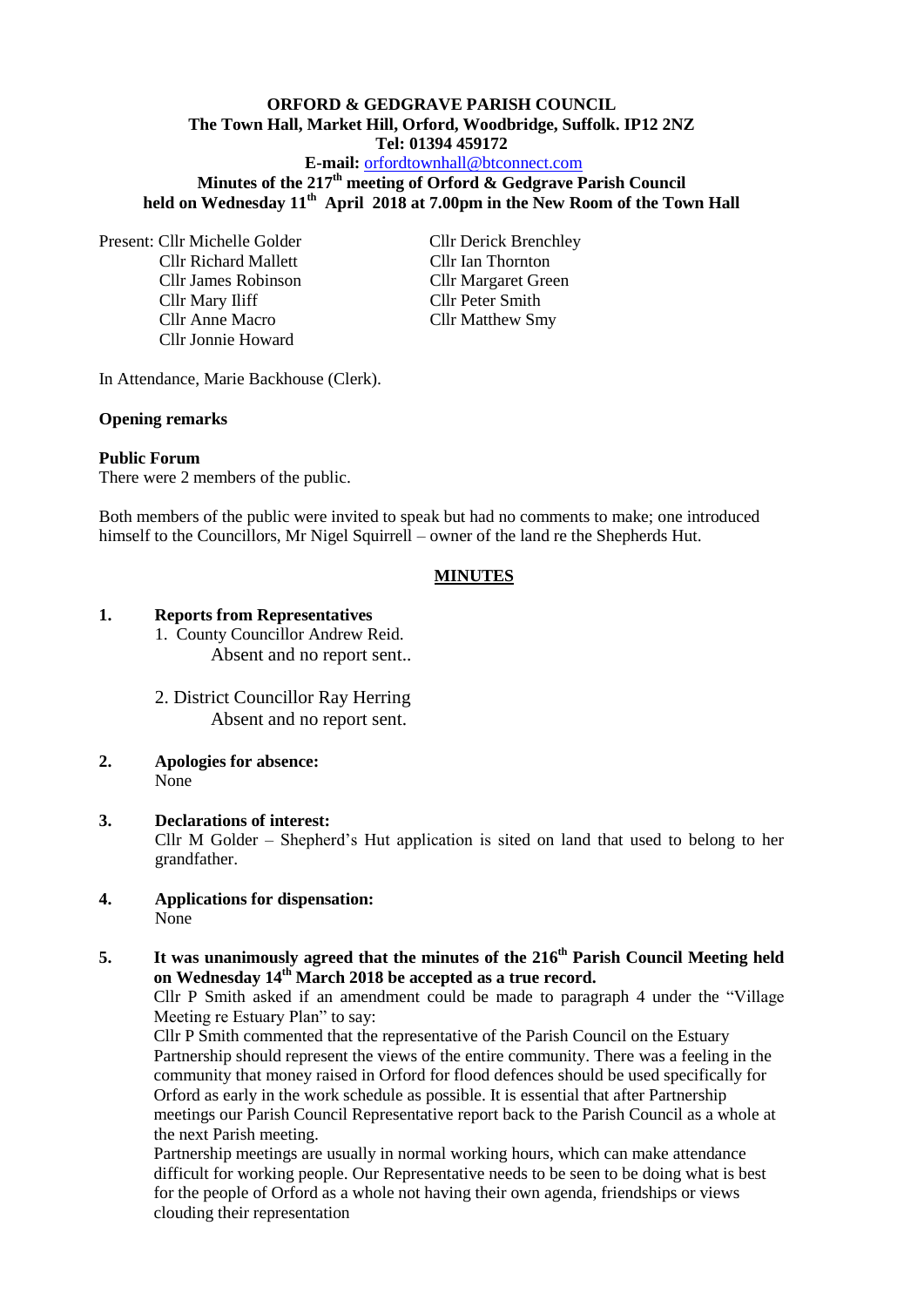**ORFORD & GEDGRAVE PARISH COUNCIL**
**The Town Hall, Market Hill, Orford, Woodbridge, Suffolk. IP12 2NZ**
**Tel: 01394 459172**
**E-mail:** orfordtownhall@btconnect.com

**Minutes of the 217th meeting of Orford & Gedgrave Parish Council held on Wednesday 11th April 2018 at 7.00pm in the New Room of the Town Hall**

Present: Cllr Michelle Golder
Cllr Richard Mallett
Cllr James Robinson
Cllr Mary Iliff
Cllr Anne Macro
Cllr Jonnie Howard
Cllr Derick Brenchley
Cllr Ian Thornton
Cllr Margaret Green
Cllr Peter Smith
Cllr Matthew Smy

In Attendance, Marie Backhouse (Clerk).

**Opening remarks**

**Public Forum**

There were 2 members of the public.

Both members of the public were invited to speak but had no comments to make; one introduced himself to the Councillors, Mr Nigel Squirrell – owner of the land re the Shepherds Hut.

## MINUTES

**1. Reports from Representatives**

1. County Councillor Andrew Reid.
   Absent and no report sent..

2. District Councillor Ray Herring
   Absent and no report sent.

**2. Apologies for absence:**
None

**3. Declarations of interest:**
Cllr M Golder – Shepherd's Hut application is sited on land that used to belong to her grandfather.

**4. Applications for dispensation:**
None

**5. It was unanimously agreed that the minutes of the 216th Parish Council Meeting held on Wednesday 14th March 2018 be accepted as a true record.**

Cllr P Smith asked if an amendment could be made to paragraph 4 under the "Village Meeting re Estuary Plan" to say:

Cllr P Smith commented that the representative of the Parish Council on the Estuary Partnership should represent the views of the entire community. There was a feeling in the community that money raised in Orford for flood defences should be used specifically for Orford as early in the work schedule as possible. It is essential that after Partnership meetings our Parish Council Representative report back to the Parish Council as a whole at the next Parish meeting.

Partnership meetings are usually in normal working hours, which can make attendance difficult for working people. Our Representative needs to be seen to be doing what is best for the people of Orford as a whole not having their own agenda, friendships or views clouding their representation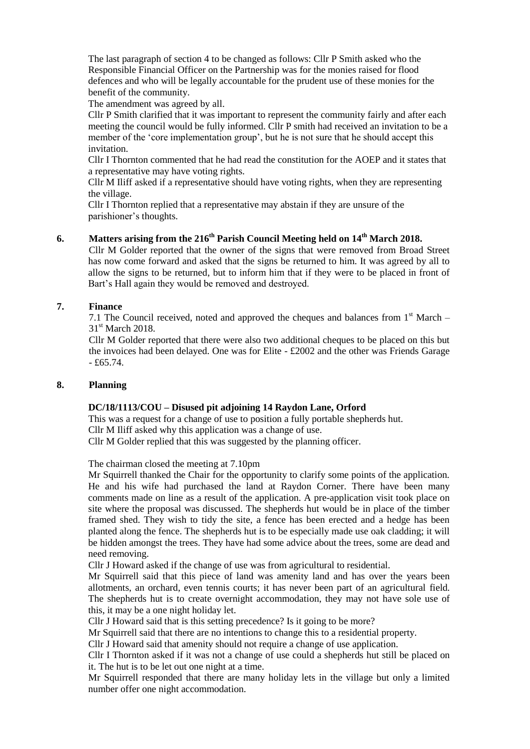The last paragraph of section 4 to be changed as follows: Cllr P Smith asked who the Responsible Financial Officer on the Partnership was for the monies raised for flood defences and who will be legally accountable for the prudent use of these monies for the benefit of the community.

The amendment was agreed by all.

Cllr P Smith clarified that it was important to represent the community fairly and after each meeting the council would be fully informed. Cllr P smith had received an invitation to be a member of the 'core implementation group', but he is not sure that he should accept this invitation.

Cllr I Thornton commented that he had read the constitution for the AOEP and it states that a representative may have voting rights.

Cllr M Iliff asked if a representative should have voting rights, when they are representing the village.

Cllr I Thornton replied that a representative may abstain if they are unsure of the parishioner's thoughts.

## 6. Matters arising from the 216th Parish Council Meeting held on 14th March 2018.

Cllr M Golder reported that the owner of the signs that were removed from Broad Street has now come forward and asked that the signs be returned to him. It was agreed by all to allow the signs to be returned, but to inform him that if they were to be placed in front of Bart's Hall again they would be removed and destroyed.

## 7. Finance

7.1 The Council received, noted and approved the cheques and balances from 1st March – 31st March 2018.

Cllr M Golder reported that there were also two additional cheques to be placed on this but the invoices had been delayed. One was for Elite - £2002 and the other was Friends Garage - £65.74.

## 8. Planning

**DC/18/1113/COU – Disused pit adjoining 14 Raydon Lane, Orford**

This was a request for a change of use to position a fully portable shepherds hut.

Cllr M Iliff asked why this application was a change of use.

Cllr M Golder replied that this was suggested by the planning officer.

The chairman closed the meeting at 7.10pm

Mr Squirrell thanked the Chair for the opportunity to clarify some points of the application. He and his wife had purchased the land at Raydon Corner. There have been many comments made on line as a result of the application. A pre-application visit took place on site where the proposal was discussed. The shepherds hut would be in place of the timber framed shed. They wish to tidy the site, a fence has been erected and a hedge has been planted along the fence. The shepherds hut is to be especially made use oak cladding; it will be hidden amongst the trees. They have had some advice about the trees, some are dead and need removing.

Cllr J Howard asked if the change of use was from agricultural to residential.

Mr Squirrell said that this piece of land was amenity land and has over the years been allotments, an orchard, even tennis courts; it has never been part of an agricultural field. The shepherds hut is to create overnight accommodation, they may not have sole use of this, it may be a one night holiday let.

Cllr J Howard said that is this setting precedence? Is it going to be more?

Mr Squirrell said that there are no intentions to change this to a residential property.

Cllr J Howard said that amenity should not require a change of use application.

Cllr I Thornton asked if it was not a change of use could a shepherds hut still be placed on it. The hut is to be let out one night at a time.

Mr Squirrell responded that there are many holiday lets in the village but only a limited number offer one night accommodation.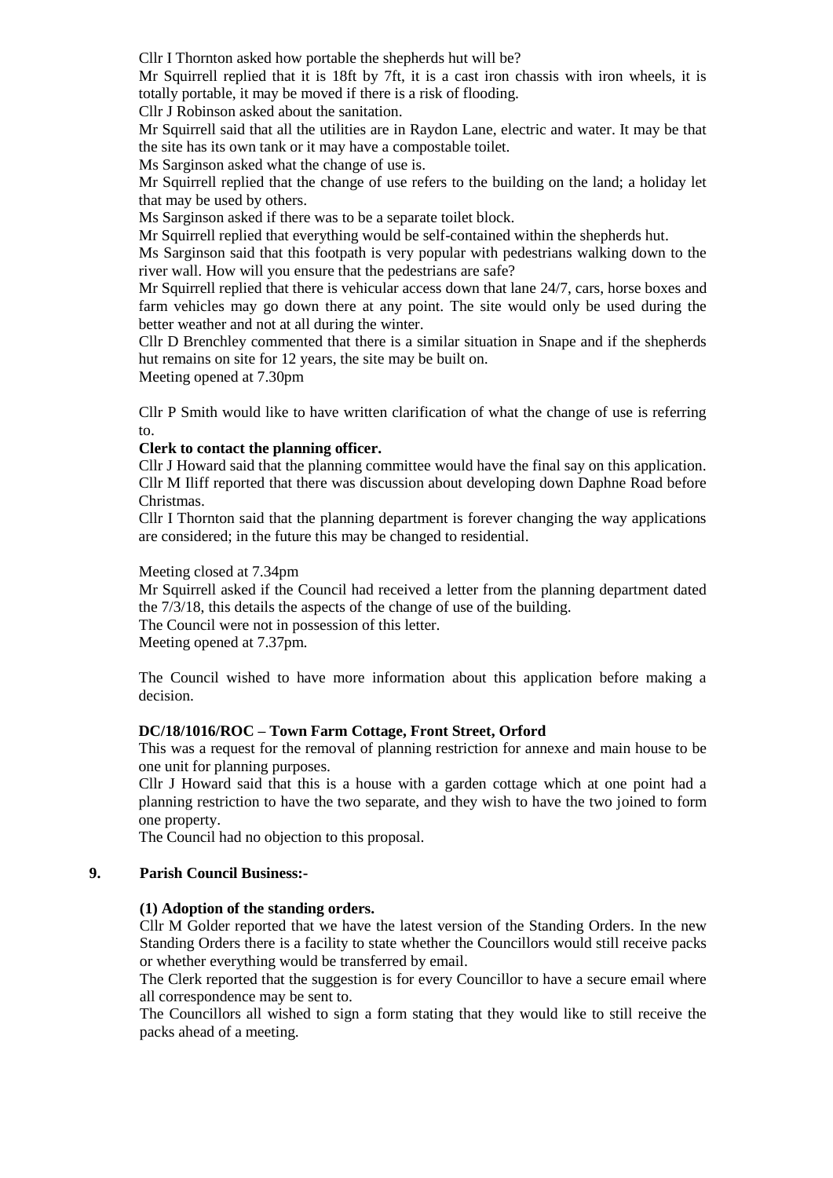Cllr I Thornton asked how portable the shepherds hut will be?

Mr Squirrell replied that it is 18ft by 7ft, it is a cast iron chassis with iron wheels, it is totally portable, it may be moved if there is a risk of flooding.

Cllr J Robinson asked about the sanitation.

Mr Squirrell said that all the utilities are in Raydon Lane, electric and water. It may be that the site has its own tank or it may have a compostable toilet.

Ms Sarginson asked what the change of use is.

Mr Squirrell replied that the change of use refers to the building on the land; a holiday let that may be used by others.

Ms Sarginson asked if there was to be a separate toilet block.

Mr Squirrell replied that everything would be self-contained within the shepherds hut.

Ms Sarginson said that this footpath is very popular with pedestrians walking down to the river wall. How will you ensure that the pedestrians are safe?

Mr Squirrell replied that there is vehicular access down that lane 24/7, cars, horse boxes and farm vehicles may go down there at any point. The site would only be used during the better weather and not at all during the winter.

Cllr D Brenchley commented that there is a similar situation in Snape and if the shepherds hut remains on site for 12 years, the site may be built on.

Meeting opened at 7.30pm

Cllr P Smith would like to have written clarification of what the change of use is referring to.

**Clerk to contact the planning officer.**

Cllr J Howard said that the planning committee would have the final say on this application.

Cllr M Iliff reported that there was discussion about developing down Daphne Road before Christmas.

Cllr I Thornton said that the planning department is forever changing the way applications are considered; in the future this may be changed to residential.

Meeting closed at 7.34pm

Mr Squirrell asked if the Council had received a letter from the planning department dated the 7/3/18, this details the aspects of the change of use of the building.

The Council were not in possession of this letter.

Meeting opened at 7.37pm.

The Council wished to have more information about this application before making a decision.

**DC/18/1016/ROC – Town Farm Cottage, Front Street, Orford**

This was a request for the removal of planning restriction for annexe and main house to be one unit for planning purposes.

Cllr J Howard said that this is a house with a garden cottage which at one point had a planning restriction to have the two separate, and they wish to have the two joined to form one property.

The Council had no objection to this proposal.

## 9. Parish Council Business:-

**(1) Adoption of the standing orders.**

Cllr M Golder reported that we have the latest version of the Standing Orders. In the new Standing Orders there is a facility to state whether the Councillors would still receive packs or whether everything would be transferred by email.

The Clerk reported that the suggestion is for every Councillor to have a secure email where all correspondence may be sent to.

The Councillors all wished to sign a form stating that they would like to still receive the packs ahead of a meeting.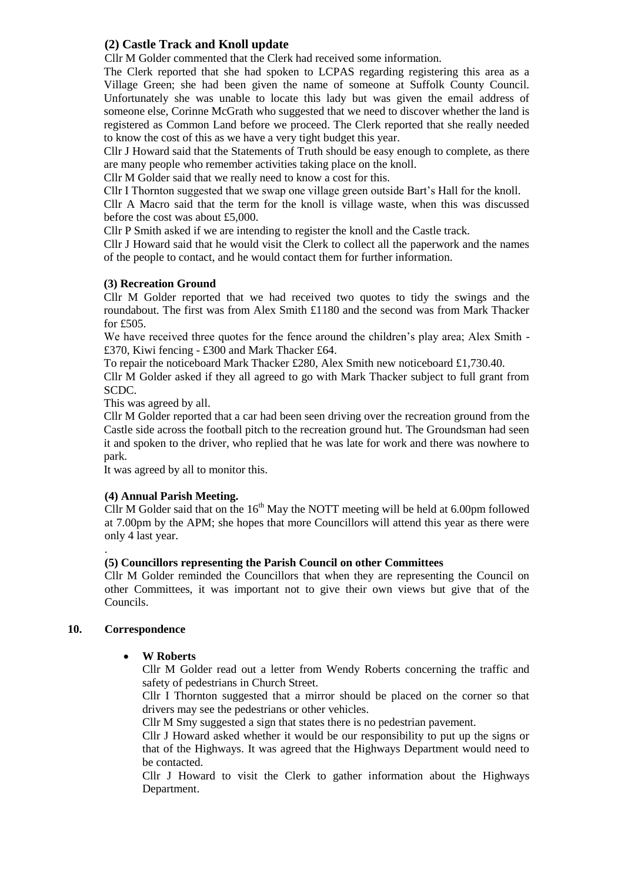### (2) Castle Track and Knoll update

Cllr M Golder commented that the Clerk had received some information.

The Clerk reported that she had spoken to LCPAS regarding registering this area as a Village Green; she had been given the name of someone at Suffolk County Council. Unfortunately she was unable to locate this lady but was given the email address of someone else, Corinne McGrath who suggested that we need to discover whether the land is registered as Common Land before we proceed. The Clerk reported that she really needed to know the cost of this as we have a very tight budget this year.

Cllr J Howard said that the Statements of Truth should be easy enough to complete, as there are many people who remember activities taking place on the knoll.

Cllr M Golder said that we really need to know a cost for this.

Cllr I Thornton suggested that we swap one village green outside Bart's Hall for the knoll.

Cllr A Macro said that the term for the knoll is village waste, when this was discussed before the cost was about £5,000.

Cllr P Smith asked if we are intending to register the knoll and the Castle track.

Cllr J Howard said that he would visit the Clerk to collect all the paperwork and the names of the people to contact, and he would contact them for further information.

### (3) Recreation Ground

Cllr M Golder reported that we had received two quotes to tidy the swings and the roundabout. The first was from Alex Smith £1180 and the second was from Mark Thacker for £505.

We have received three quotes for the fence around the children's play area; Alex Smith - £370, Kiwi fencing - £300 and Mark Thacker £64.

To repair the noticeboard Mark Thacker £280, Alex Smith new noticeboard £1,730.40.

Cllr M Golder asked if they all agreed to go with Mark Thacker subject to full grant from SCDC.

This was agreed by all.

Cllr M Golder reported that a car had been seen driving over the recreation ground from the Castle side across the football pitch to the recreation ground hut. The Groundsman had seen it and spoken to the driver, who replied that he was late for work and there was nowhere to park.

It was agreed by all to monitor this.

### (4) Annual Parish Meeting.

Cllr M Golder said that on the 16th May the NOTT meeting will be held at 6.00pm followed at 7.00pm by the APM; she hopes that more Councillors will attend this year as there were only 4 last year.

### (5) Councillors representing the Parish Council on other Committees

Cllr M Golder reminded the Councillors that when they are representing the Council on other Committees, it was important not to give their own views but give that of the Councils.

## 10. Correspondence

- **W Roberts**

  Cllr M Golder read out a letter from Wendy Roberts concerning the traffic and safety of pedestrians in Church Street.

  Cllr I Thornton suggested that a mirror should be placed on the corner so that drivers may see the pedestrians or other vehicles.

  Cllr M Smy suggested a sign that states there is no pedestrian pavement.

  Cllr J Howard asked whether it would be our responsibility to put up the signs or that of the Highways. It was agreed that the Highways Department would need to be contacted.

  Cllr J Howard to visit the Clerk to gather information about the Highways Department.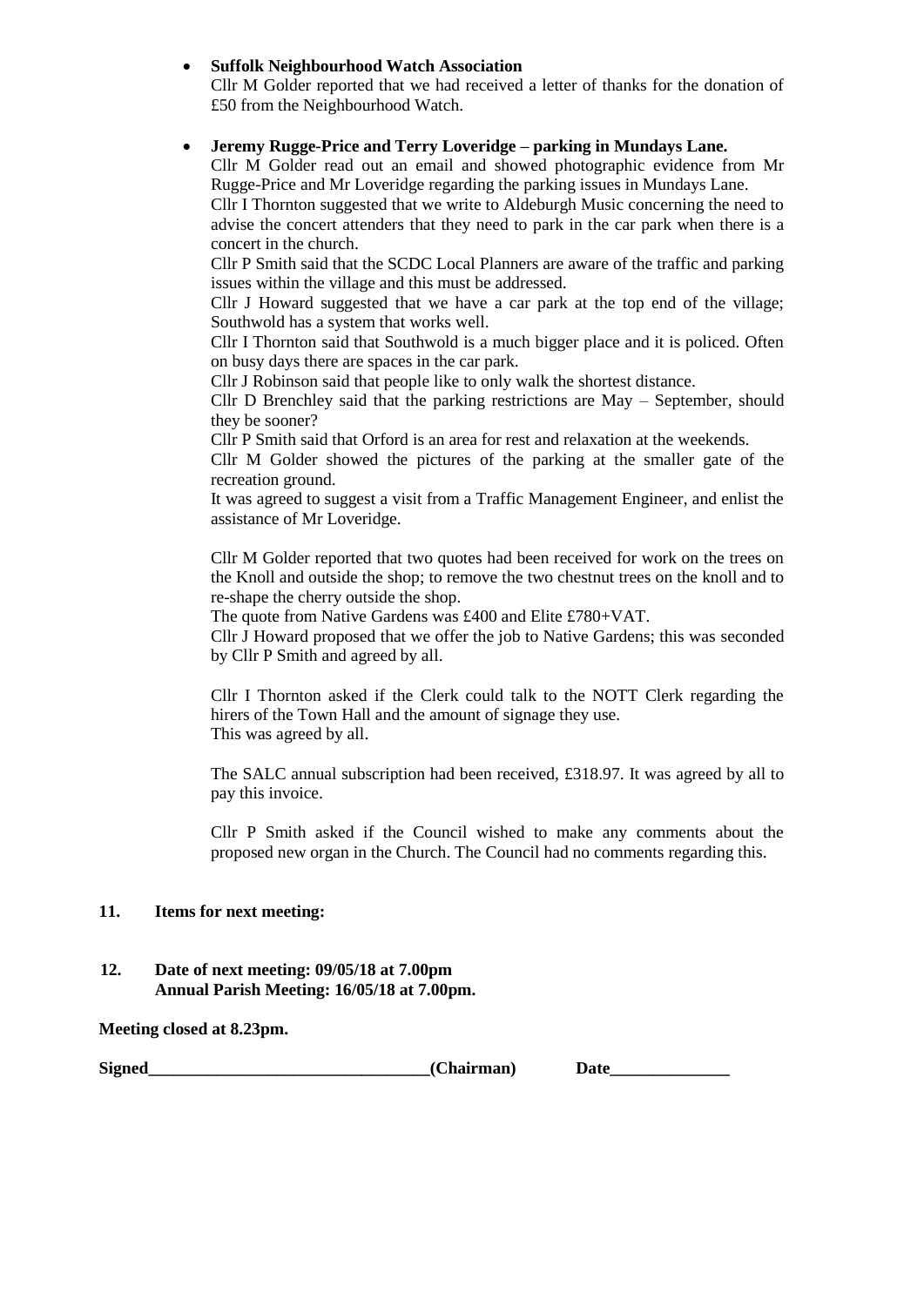- **Suffolk Neighbourhood Watch Association**

  Cllr M Golder reported that we had received a letter of thanks for the donation of £50 from the Neighbourhood Watch.

- **Jeremy Rugge-Price and Terry Loveridge – parking in Mundays Lane.**

  Cllr M Golder read out an email and showed photographic evidence from Mr Rugge-Price and Mr Loveridge regarding the parking issues in Mundays Lane.

  Cllr I Thornton suggested that we write to Aldeburgh Music concerning the need to advise the concert attenders that they need to park in the car park when there is a concert in the church.

  Cllr P Smith said that the SCDC Local Planners are aware of the traffic and parking issues within the village and this must be addressed.

  Cllr J Howard suggested that we have a car park at the top end of the village; Southwold has a system that works well.

  Cllr I Thornton said that Southwold is a much bigger place and it is policed. Often on busy days there are spaces in the car park.

  Cllr J Robinson said that people like to only walk the shortest distance.

  Cllr D Brenchley said that the parking restrictions are May – September, should they be sooner?

  Cllr P Smith said that Orford is an area for rest and relaxation at the weekends.

  Cllr M Golder showed the pictures of the parking at the smaller gate of the recreation ground.

  It was agreed to suggest a visit from a Traffic Management Engineer, and enlist the assistance of Mr Loveridge.

  Cllr M Golder reported that two quotes had been received for work on the trees on the Knoll and outside the shop; to remove the two chestnut trees on the knoll and to re-shape the cherry outside the shop.

  The quote from Native Gardens was £400 and Elite £780+VAT.

  Cllr J Howard proposed that we offer the job to Native Gardens; this was seconded by Cllr P Smith and agreed by all.

  Cllr I Thornton asked if the Clerk could talk to the NOTT Clerk regarding the hirers of the Town Hall and the amount of signage they use.

  This was agreed by all.

  The SALC annual subscription had been received, £318.97. It was agreed by all to pay this invoice.

  Cllr P Smith asked if the Council wished to make any comments about the proposed new organ in the Church. The Council had no comments regarding this.

**11. Items for next meeting:**

**12. Date of next meeting: 09/05/18 at 7.00pm**
**Annual Parish Meeting: 16/05/18 at 7.00pm.**

**Meeting closed at 8.23pm.**

**Signed\_\_\_\_\_\_\_\_\_\_\_\_\_\_\_\_\_\_\_\_\_\_\_\_\_\_\_\_\_\_\_\_\_(Chairman) Date\_\_\_\_\_\_\_\_\_\_\_\_\_\_**